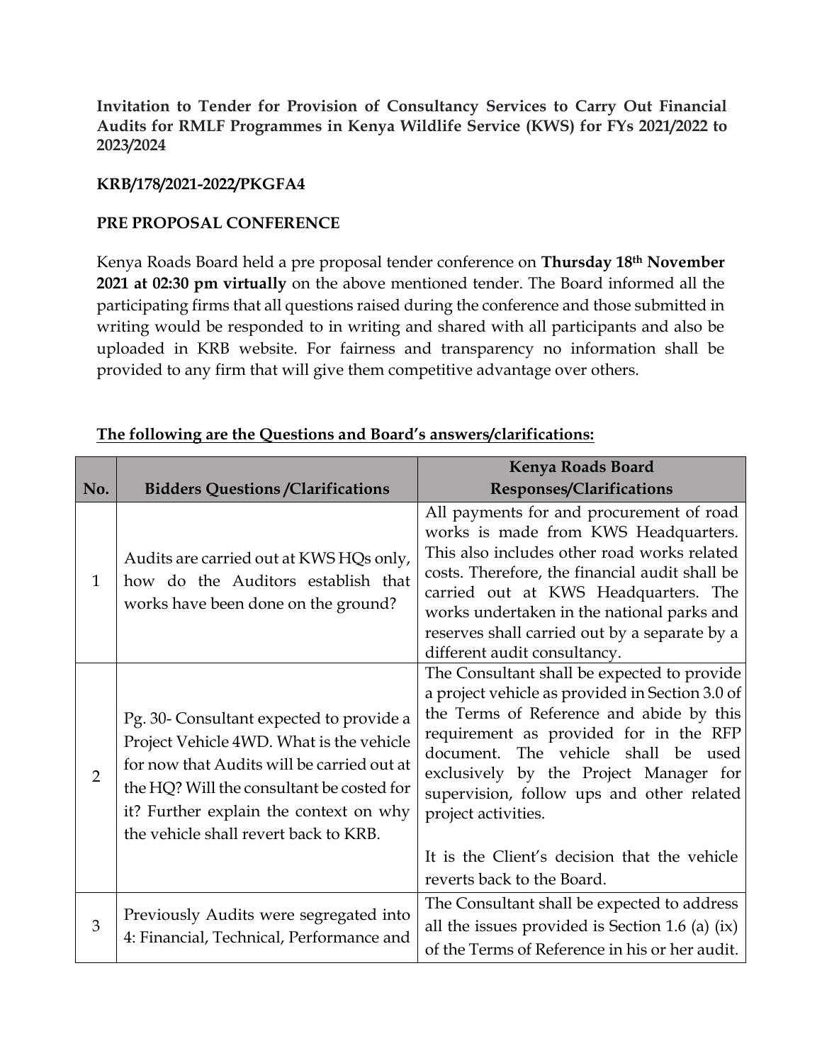**Invitation to Tender for Provision of Consultancy Services to Carry Out Financial Audits for RMLF Programmes in Kenya Wildlife Service (KWS) for FYs 2021/2022 to 2023/2024**

**KRB/178/2021-2022/PKGFA4**

**PRE PROPOSAL CONFERENCE**

Kenya Roads Board held a pre proposal tender conference on **Thursday 18th November 2021 at 02:30 pm virtually** on the above mentioned tender. The Board informed all the participating firms that all questions raised during the conference and those submitted in writing would be responded to in writing and shared with all participants and also be uploaded in KRB website. For fairness and transparency no information shall be provided to any firm that will give them competitive advantage over others.

**The following are the Questions and Board's answers/clarifications:**

| No. | Bidders Questions /Clarifications | Kenya Roads Board Responses/Clarifications |
|---|---|---|
| 1 | Audits are carried out at KWS HQs only, how do the Auditors establish that works have been done on the ground? | All payments for and procurement of road works is made from KWS Headquarters. This also includes other road works related costs. Therefore, the financial audit shall be carried out at KWS Headquarters. The works undertaken in the national parks and reserves shall carried out by a separate by a different audit consultancy. |
| 2 | Pg. 30- Consultant expected to provide a Project Vehicle 4WD. What is the vehicle for now that Audits will be carried out at the HQ? Will the consultant be costed for it? Further explain the context on why the vehicle shall revert back to KRB. | The Consultant shall be expected to provide a project vehicle as provided in Section 3.0 of the Terms of Reference and abide by this requirement as provided for in the RFP document. The vehicle shall be used exclusively by the Project Manager for supervision, follow ups and other related project activities.<br><br>It is the Client's decision that the vehicle reverts back to the Board. |
| 3 | Previously Audits were segregated into 4: Financial, Technical, Performance and | The Consultant shall be expected to address all the issues provided is Section 1.6 (a) (ix) of the Terms of Reference in his or her audit. |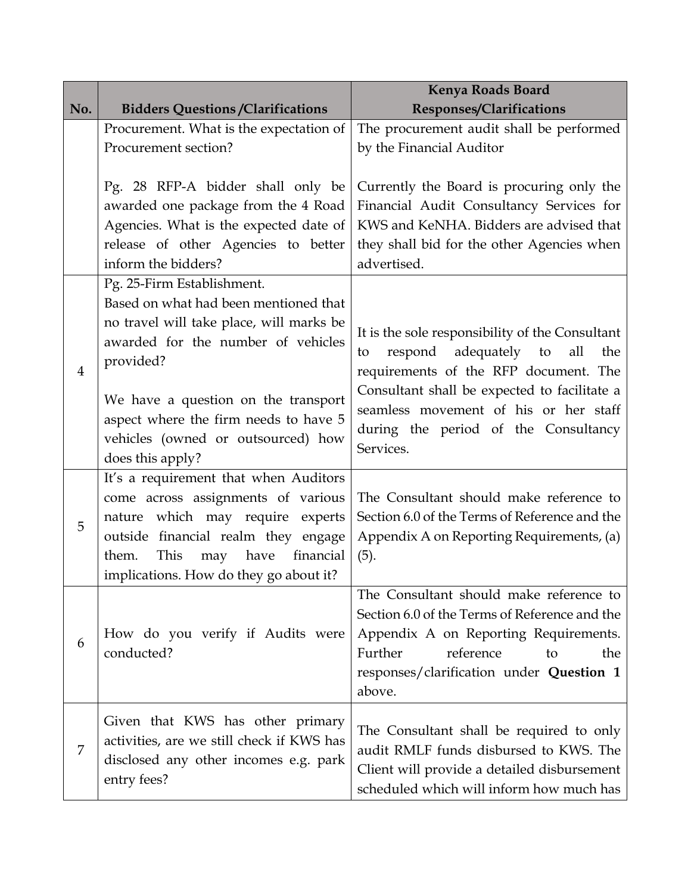| No. | Bidders Questions /Clarifications | Kenya Roads Board Responses/Clarifications |
|---|---|---|
| | Procurement. What is the expectation of Procurement section?<br><br>Pg. 28 RFP-A bidder shall only be awarded one package from the 4 Road Agencies. What is the expected date of release of other Agencies to better inform the bidders? | The procurement audit shall be performed by the Financial Auditor<br><br>Currently the Board is procuring only the Financial Audit Consultancy Services for KWS and KeNHA. Bidders are advised that they shall bid for the other Agencies when advertised. |
| 4 | Pg. 25-Firm Establishment.<br>Based on what had been mentioned that no travel will take place, will marks be awarded for the number of vehicles provided?<br><br>We have a question on the transport aspect where the firm needs to have 5 vehicles (owned or outsourced) how does this apply? | It is the sole responsibility of the Consultant to respond adequately to all the requirements of the RFP document. The Consultant shall be expected to facilitate a seamless movement of his or her staff during the period of the Consultancy Services. |
| 5 | It's a requirement that when Auditors come across assignments of various nature which may require experts outside financial realm they engage them. This may have financial implications. How do they go about it? | The Consultant should make reference to Section 6.0 of the Terms of Reference and the Appendix A on Reporting Requirements, (a) (5). |
| 6 | How do you verify if Audits were conducted? | The Consultant should make reference to Section 6.0 of the Terms of Reference and the Appendix A on Reporting Requirements. Further reference to the responses/clarification under **Question 1** above. |
| 7 | Given that KWS has other primary activities, are we still check if KWS has disclosed any other incomes e.g. park entry fees? | The Consultant shall be required to only audit RMLF funds disbursed to KWS. The Client will provide a detailed disbursement scheduled which will inform how much has |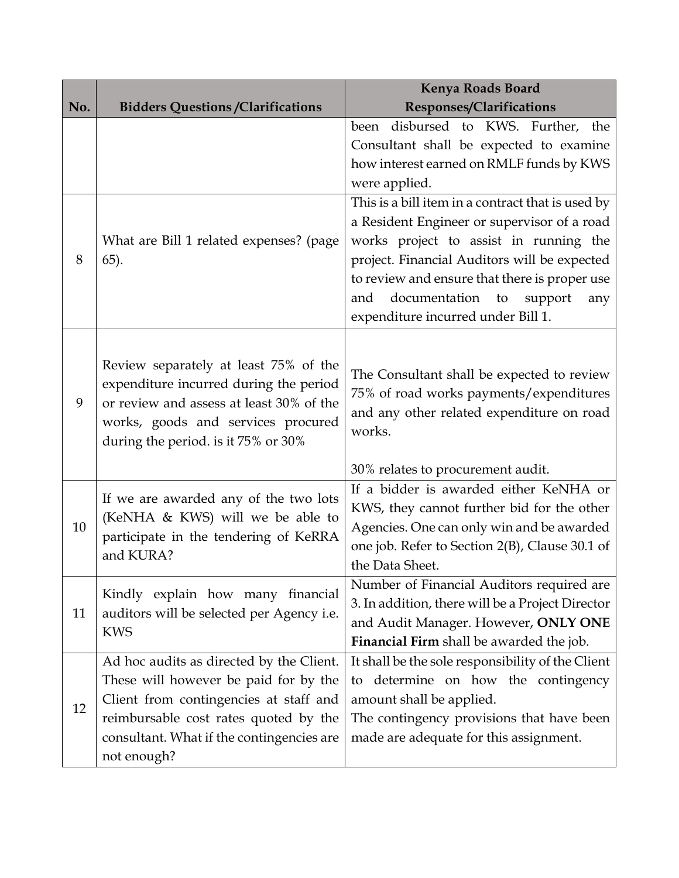| No. | Bidders Questions /Clarifications | Kenya Roads Board Responses/Clarifications |
|---|---|---|
| | | been disbursed to KWS. Further, the Consultant shall be expected to examine how interest earned on RMLF funds by KWS were applied. |
| 8 | What are Bill 1 related expenses? (page 65). | This is a bill item in a contract that is used by a Resident Engineer or supervisor of a road works project to assist in running the project. Financial Auditors will be expected to review and ensure that there is proper use and documentation to support any expenditure incurred under Bill 1. |
| 9 | Review separately at least 75% of the expenditure incurred during the period or review and assess at least 30% of the works, goods and services procured during the period. is it 75% or 30% | The Consultant shall be expected to review 75% of road works payments/expenditures and any other related expenditure on road works.<br><br>30% relates to procurement audit. |
| 10 | If we are awarded any of the two lots (KeNHA & KWS) will we be able to participate in the tendering of KeRRA and KURA? | If a bidder is awarded either KeNHA or KWS, they cannot further bid for the other Agencies. One can only win and be awarded one job. Refer to Section 2(B), Clause 30.1 of the Data Sheet. |
| 11 | Kindly explain how many financial auditors will be selected per Agency i.e. KWS | Number of Financial Auditors required are 3. In addition, there will be a Project Director and Audit Manager. However, **ONLY ONE Financial Firm** shall be awarded the job. |
| 12 | Ad hoc audits as directed by the Client. These will however be paid for by the Client from contingencies at staff and reimbursable cost rates quoted by the consultant. What if the contingencies are not enough? | It shall be the sole responsibility of the Client to determine on how the contingency amount shall be applied.<br>The contingency provisions that have been made are adequate for this assignment. |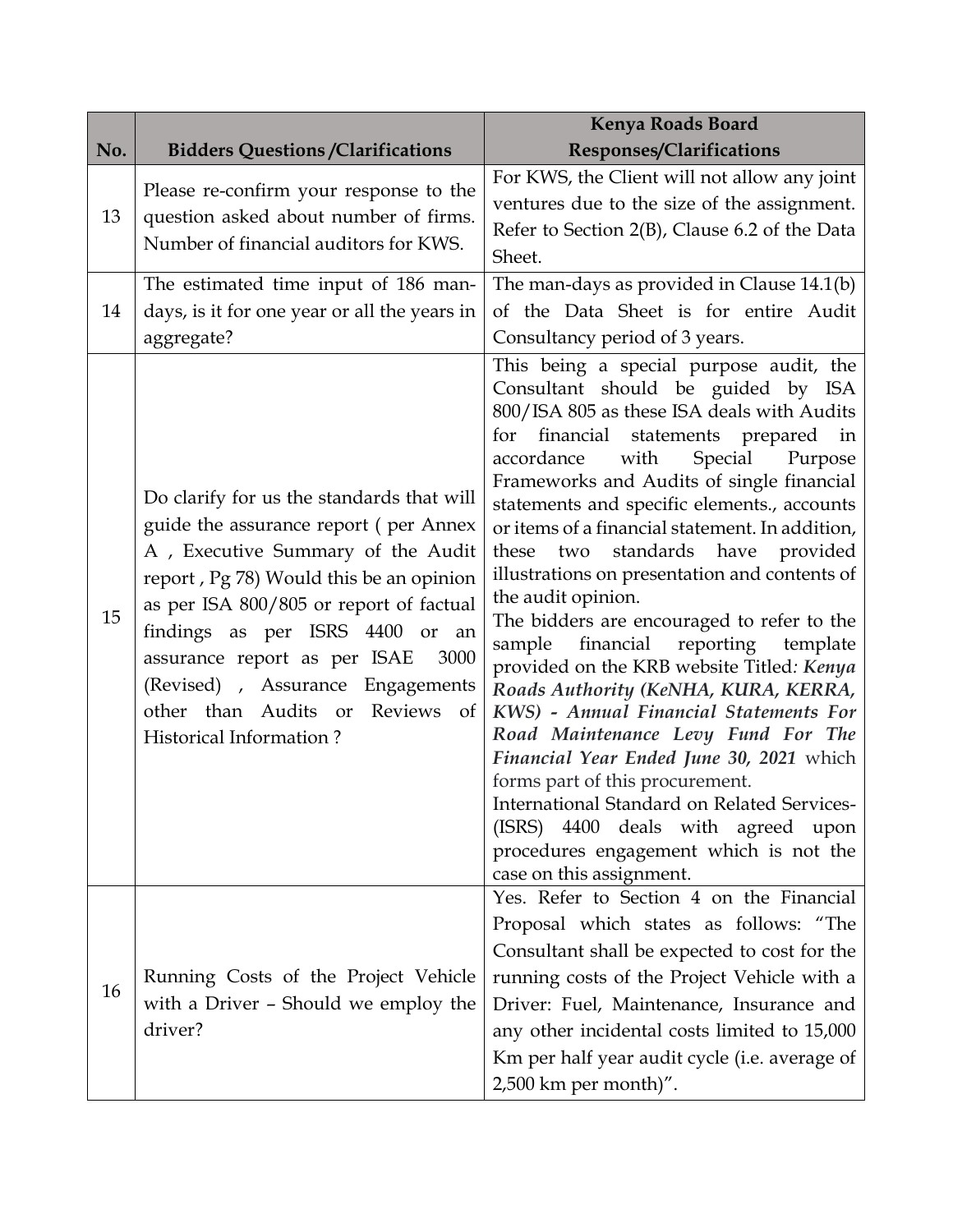| No. | Bidders Questions /Clarifications | Kenya Roads Board Responses/Clarifications |
|---|---|---|
| 13 | Please re-confirm your response to the question asked about number of firms. Number of financial auditors for KWS. | For KWS, the Client will not allow any joint ventures due to the size of the assignment. Refer to Section 2(B), Clause 6.2 of the Data Sheet. |
| 14 | The estimated time input of 186 man-days, is it for one year or all the years in aggregate? | The man-days as provided in Clause 14.1(b) of the Data Sheet is for entire Audit Consultancy period of 3 years. |
| 15 | Do clarify for us the standards that will guide the assurance report ( per Annex A , Executive Summary of the Audit report , Pg 78) Would this be an opinion as per ISA 800/805 or report of factual findings as per ISRS 4400 or an assurance report as per ISAE 3000 (Revised) , Assurance Engagements other than Audits or Reviews of Historical Information ? | This being a special purpose audit, the Consultant should be guided by ISA 800/ISA 805 as these ISA deals with Audits for financial statements prepared in accordance with Special Purpose Frameworks and Audits of single financial statements and specific elements., accounts or items of a financial statement. In addition, these two standards have provided illustrations on presentation and contents of the audit opinion.<br>The bidders are encouraged to refer to the sample financial reporting template provided on the KRB website Titled*: **Kenya Roads Authority (KeNHA, KURA, KERRA, KWS) - Annual Financial Statements For Road Maintenance Levy Fund For The Financial Year Ended June 30, 2021*** which forms part of this procurement.<br>International Standard on Related Services-(ISRS) 4400 deals with agreed upon procedures engagement which is not the case on this assignment. |
| 16 | Running Costs of the Project Vehicle with a Driver – Should we employ the driver? | Yes. Refer to Section 4 on the Financial Proposal which states as follows: "The Consultant shall be expected to cost for the running costs of the Project Vehicle with a Driver: Fuel, Maintenance, Insurance and any other incidental costs limited to 15,000 Km per half year audit cycle (i.e. average of 2,500 km per month)". |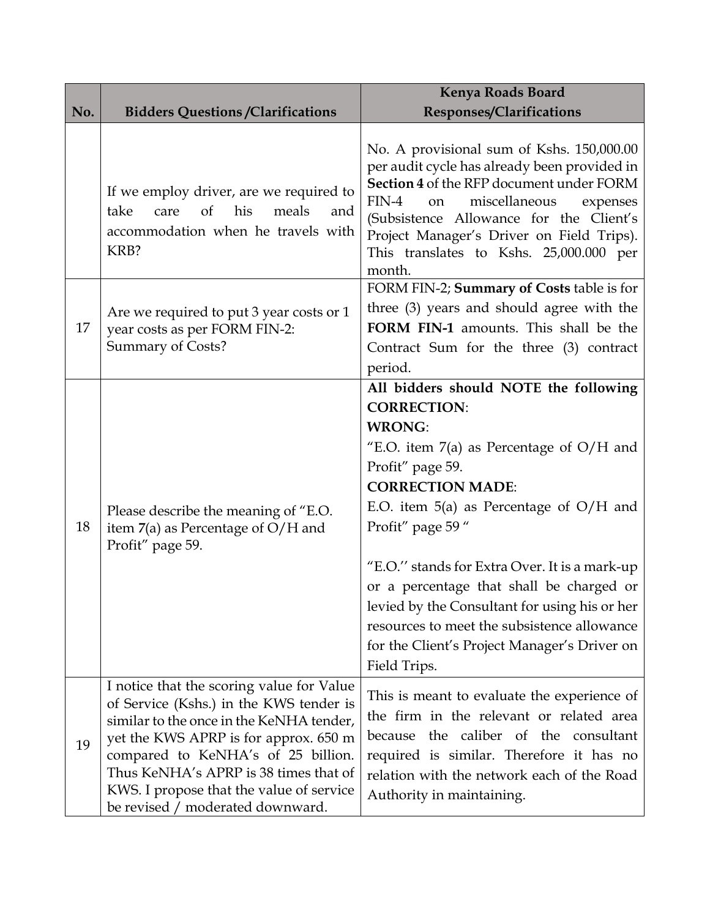| No. | Bidders Questions /Clarifications | Kenya Roads Board Responses/Clarifications |
| --- | --- | --- |
| | If we employ driver, are we required to take care of his meals and accommodation when he travels with KRB? | No. A provisional sum of Kshs. 150,000.00 per audit cycle has already been provided in **Section 4** of the RFP document under FORM FIN-4 on miscellaneous expenses (Subsistence Allowance for the Client's Project Manager's Driver on Field Trips). This translates to Kshs. 25,000.000 per month. |
| 17 | Are we required to put 3 year costs or 1 year costs as per FORM FIN-2: Summary of Costs? | FORM FIN-2; **Summary of Costs** table is for three (3) years and should agree with the **FORM FIN-1** amounts. This shall be the Contract Sum for the three (3) contract period. |
| 18 | Please describe the meaning of "E.O. item **7**(a) as Percentage of O/H and Profit" page 59. | **All bidders should NOTE the following CORRECTION**: <br> **WRONG**: <br> "E.O. item 7(a) as Percentage of O/H and Profit" page 59. <br> **CORRECTION MADE**: <br> E.O. item 5(a) as Percentage of O/H and Profit" page 59 " <br><br> "E.O.'' stands for Extra Over. It is a mark-up or a percentage that shall be charged or levied by the Consultant for using his or her resources to meet the subsistence allowance for the Client's Project Manager's Driver on Field Trips. |
| 19 | I notice that the scoring value for Value of Service (Kshs.) in the KWS tender is similar to the once in the KeNHA tender, yet the KWS APRP is for approx. 650 m compared to KeNHA's of 25 billion. Thus KeNHA's APRP is 38 times that of KWS. I propose that the value of service be revised / moderated downward. | This is meant to evaluate the experience of the firm in the relevant or related area because the caliber of the consultant required is similar. Therefore it has no relation with the network each of the Road Authority in maintaining. |